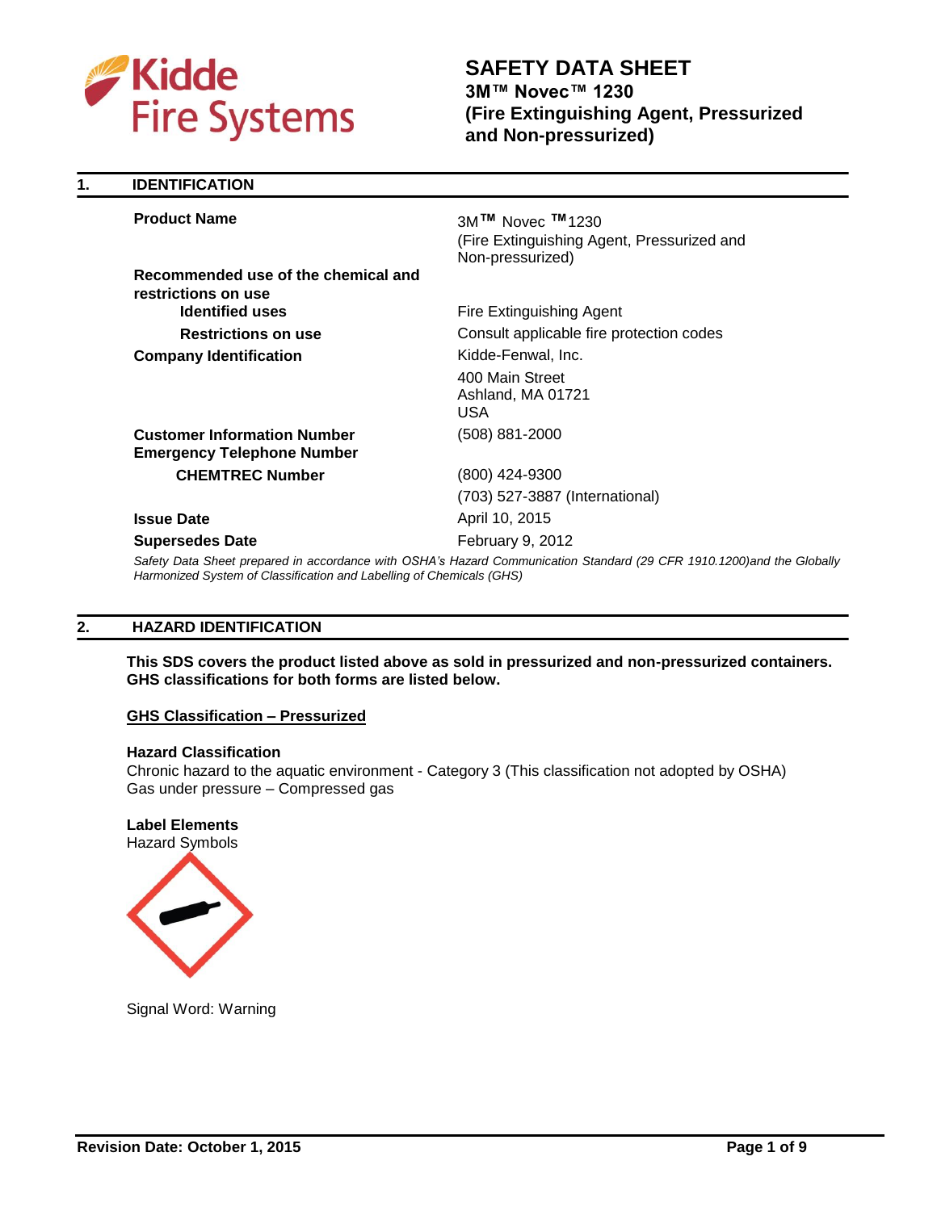Kidde Fire Systems

# SAFETY DATA SHEET
## 3M™ Novec™ 1230
## (Fire Extinguishing Agent, Pressurized and Non-pressurized)

## 1. IDENTIFICATION

| | |
|---|---|
| **Product Name** | 3M™ Novec ™1230 (Fire Extinguishing Agent, Pressurized and Non-pressurized) |
| **Recommended use of the chemical and restrictions on use** | |
| **Identified uses** | Fire Extinguishing Agent |
| **Restrictions on use** | Consult applicable fire protection codes |
| **Company Identification** | Kidde-Fenwal, Inc. 400 Main Street Ashland, MA 01721 USA |
| **Customer Information Number Emergency Telephone Number** | (508) 881-2000 |
| **CHEMTREC Number** | (800) 424-9300 (703) 527-3887 (International) |
| **Issue Date** | April 10, 2015 |
| **Supersedes Date** | February 9, 2012 |

*Safety Data Sheet prepared in accordance with OSHA's Hazard Communication Standard (29 CFR 1910.1200)and the Globally Harmonized System of Classification and Labelling of Chemicals (GHS)*

## 2. HAZARD IDENTIFICATION

**This SDS covers the product listed above as sold in pressurized and non-pressurized containers. GHS classifications for both forms are listed below.**

### GHS Classification – Pressurized

**Hazard Classification**

Chronic hazard to the aquatic environment - Category 3 (This classification not adopted by OSHA)
Gas under pressure – Compressed gas

**Label Elements**

Hazard Symbols

Signal Word: Warning

Revision Date: October 1, 2015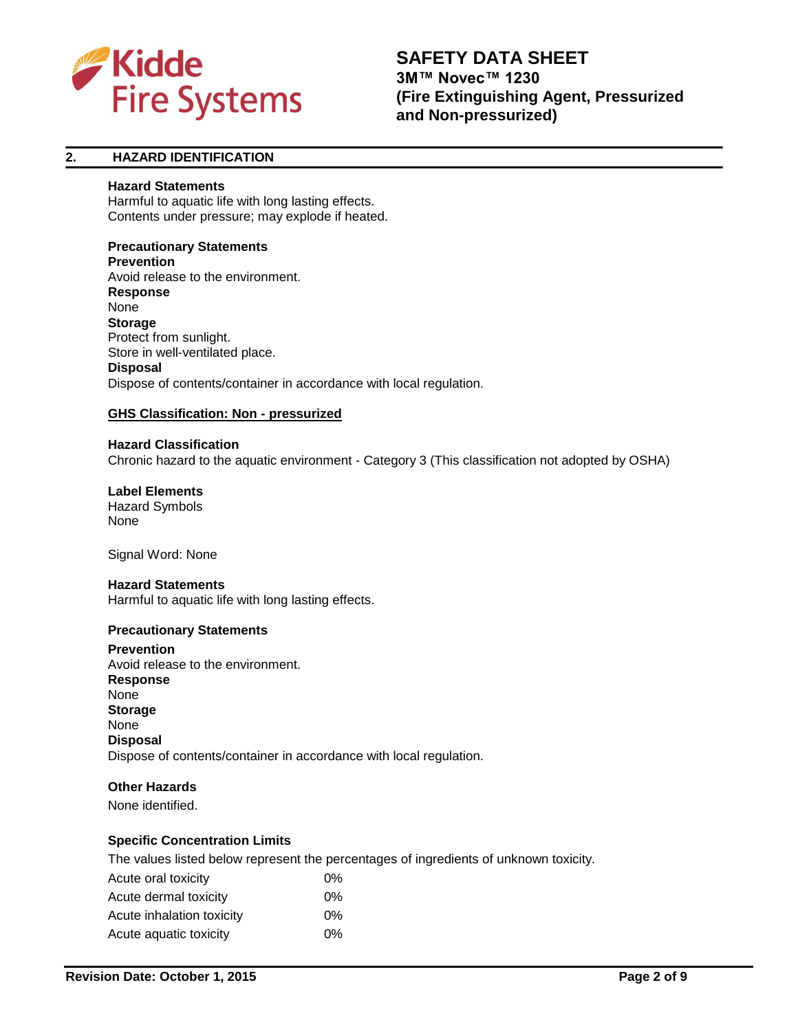## 2. HAZARD IDENTIFICATION

**Hazard Statements**
Harmful to aquatic life with long lasting effects.
Contents under pressure; may explode if heated.

**Precautionary Statements**
**Prevention**
Avoid release to the environment.
**Response**
None
**Storage**
Protect from sunlight.
Store in well-ventilated place.
**Disposal**
Dispose of contents/container in accordance with local regulation.

**GHS Classification: Non - pressurized**

**Hazard Classification**
Chronic hazard to the aquatic environment - Category 3 (This classification not adopted by OSHA)

**Label Elements**
Hazard Symbols
None

Signal Word: None

**Hazard Statements**
Harmful to aquatic life with long lasting effects.

**Precautionary Statements**

**Prevention**
Avoid release to the environment.
**Response**
None
**Storage**
None
**Disposal**
Dispose of contents/container in accordance with local regulation.

**Other Hazards**
None identified.

**Specific Concentration Limits**
The values listed below represent the percentages of ingredients of unknown toxicity.

| | |
|---|---|
| Acute oral toxicity | 0% |
| Acute dermal toxicity | 0% |
| Acute inhalation toxicity | 0% |
| Acute aquatic toxicity | 0% |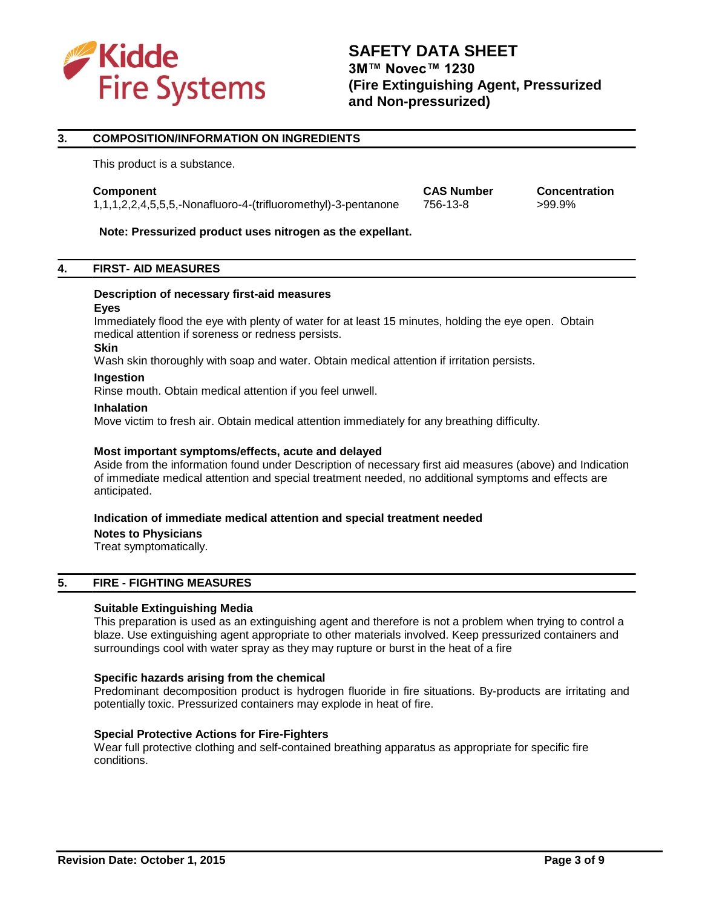## 3. COMPOSITION/INFORMATION ON INGREDIENTS

This product is a substance.

| Component | CAS Number | Concentration |
|---|---|---|
| 1,1,1,2,2,4,5,5,5,-Nonafluoro-4-(trifluoromethyl)-3-pentanone | 756-13-8 | >99.9% |

**Note: Pressurized product uses nitrogen as the expellant.**

## 4. FIRST- AID MEASURES

### Description of necessary first-aid measures

**Eyes**

Immediately flood the eye with plenty of water for at least 15 minutes, holding the eye open. Obtain medical attention if soreness or redness persists.

**Skin**

Wash skin thoroughly with soap and water. Obtain medical attention if irritation persists.

**Ingestion**

Rinse mouth. Obtain medical attention if you feel unwell.

**Inhalation**

Move victim to fresh air. Obtain medical attention immediately for any breathing difficulty.

### Most important symptoms/effects, acute and delayed

Aside from the information found under Description of necessary first aid measures (above) and Indication of immediate medical attention and special treatment needed, no additional symptoms and effects are anticipated.

### Indication of immediate medical attention and special treatment needed

**Notes to Physicians**

Treat symptomatically.

## 5. FIRE - FIGHTING MEASURES

### Suitable Extinguishing Media

This preparation is used as an extinguishing agent and therefore is not a problem when trying to control a blaze. Use extinguishing agent appropriate to other materials involved. Keep pressurized containers and surroundings cool with water spray as they may rupture or burst in the heat of a fire

### Specific hazards arising from the chemical

Predominant decomposition product is hydrogen fluoride in fire situations. By-products are irritating and potentially toxic. Pressurized containers may explode in heat of fire.

### Special Protective Actions for Fire-Fighters

Wear full protective clothing and self-contained breathing apparatus as appropriate for specific fire conditions.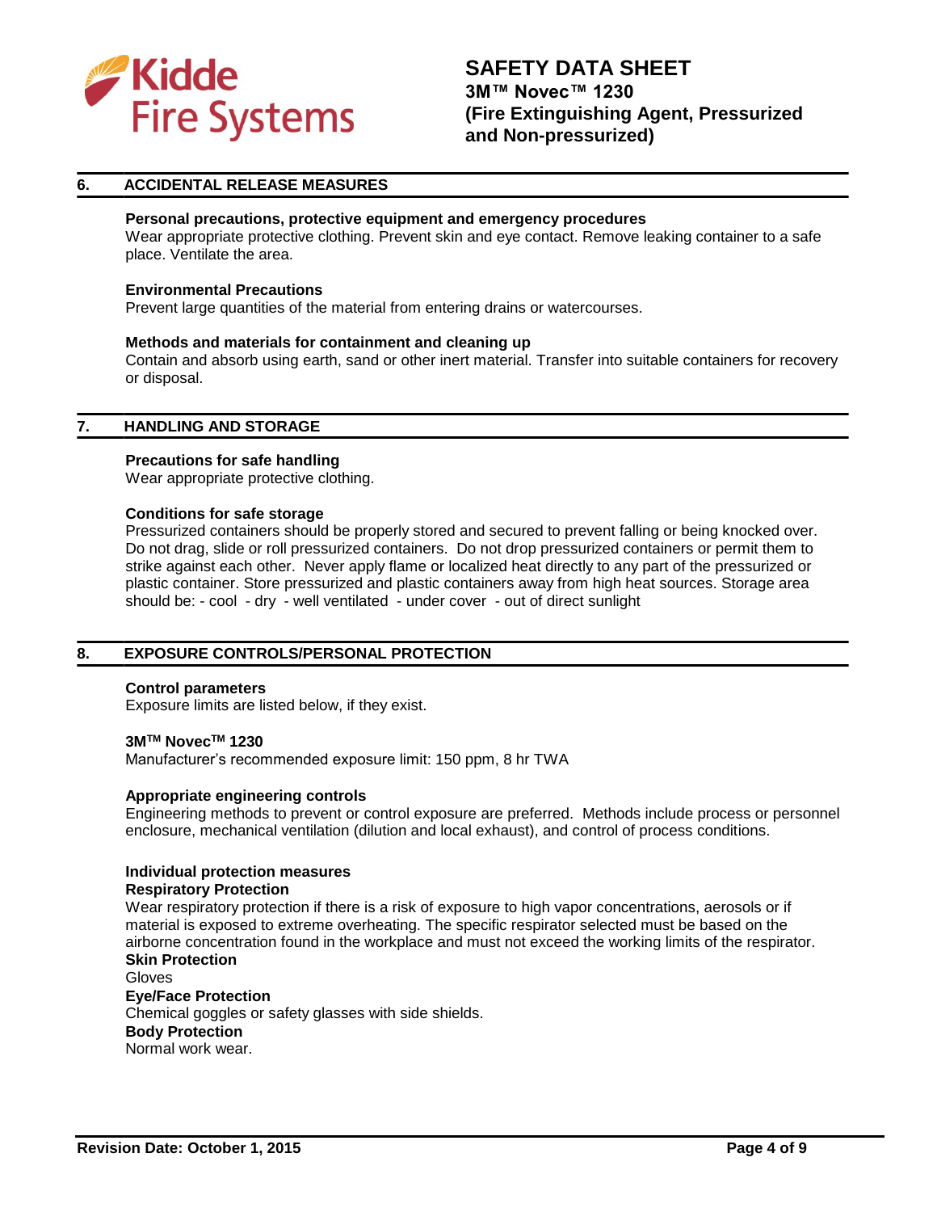## 6. ACCIDENTAL RELEASE MEASURES

**Personal precautions, protective equipment and emergency procedures**
Wear appropriate protective clothing. Prevent skin and eye contact. Remove leaking container to a safe place. Ventilate the area.

**Environmental Precautions**
Prevent large quantities of the material from entering drains or watercourses.

**Methods and materials for containment and cleaning up**
Contain and absorb using earth, sand or other inert material. Transfer into suitable containers for recovery or disposal.

## 7. HANDLING AND STORAGE

**Precautions for safe handling**
Wear appropriate protective clothing.

**Conditions for safe storage**
Pressurized containers should be properly stored and secured to prevent falling or being knocked over. Do not drag, slide or roll pressurized containers. Do not drop pressurized containers or permit them to strike against each other. Never apply flame or localized heat directly to any part of the pressurized or plastic container. Store pressurized and plastic containers away from high heat sources. Storage area should be: - cool - dry - well ventilated - under cover - out of direct sunlight

## 8. EXPOSURE CONTROLS/PERSONAL PROTECTION

**Control parameters**
Exposure limits are listed below, if they exist.

**3M™ Novec™ 1230**
Manufacturer's recommended exposure limit: 150 ppm, 8 hr TWA

**Appropriate engineering controls**
Engineering methods to prevent or control exposure are preferred. Methods include process or personnel enclosure, mechanical ventilation (dilution and local exhaust), and control of process conditions.

**Individual protection measures**
**Respiratory Protection**
Wear respiratory protection if there is a risk of exposure to high vapor concentrations, aerosols or if material is exposed to extreme overheating. The specific respirator selected must be based on the airborne concentration found in the workplace and must not exceed the working limits of the respirator.
**Skin Protection**
Gloves
**Eye/Face Protection**
Chemical goggles or safety glasses with side shields.
**Body Protection**
Normal work wear.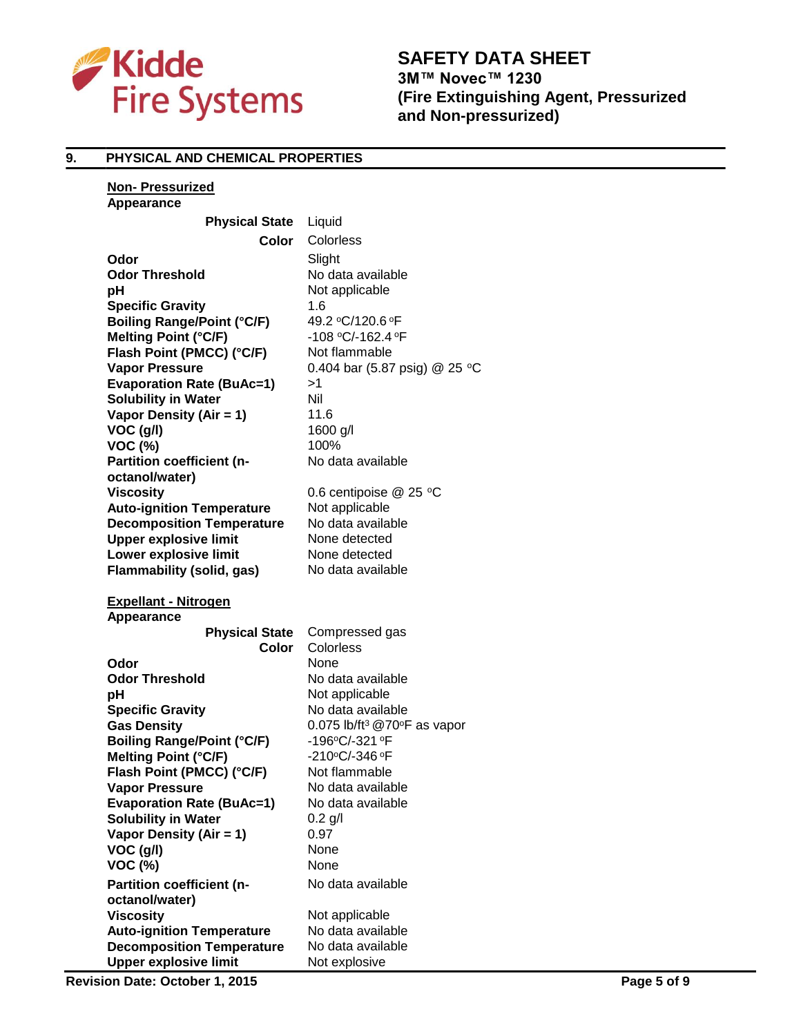## 9. PHYSICAL AND CHEMICAL PROPERTIES

**Non- Pressurized**

| | |
|---|---|
| **Appearance** | |
| **Physical State** | Liquid |
| **Color** | Colorless |
| **Odor** | Slight |
| **Odor Threshold** | No data available |
| **pH** | Not applicable |
| **Specific Gravity** | 1.6 |
| **Boiling Range/Point (°C/F)** | 49.2 °C/120.6 °F |
| **Melting Point (°C/F)** | -108 °C/-162.4 °F |
| **Flash Point (PMCC) (°C/F)** | Not flammable |
| **Vapor Pressure** | 0.404 bar (5.87 psig) @ 25 °C |
| **Evaporation Rate (BuAc=1)** | >1 |
| **Solubility in Water** | Nil |
| **Vapor Density (Air = 1)** | 11.6 |
| **VOC (g/l)** | 1600 g/l |
| **VOC (%)** | 100% |
| **Partition coefficient (n-octanol/water)** | No data available |
| **Viscosity** | 0.6 centipoise @ 25 °C |
| **Auto-ignition Temperature** | Not applicable |
| **Decomposition Temperature** | No data available |
| **Upper explosive limit** | None detected |
| **Lower explosive limit** | None detected |
| **Flammability (solid, gas)** | No data available |

**Expellant - Nitrogen**

| | |
|---|---|
| **Appearance** | |
| **Physical State** | Compressed gas |
| **Color** | Colorless |
| **Odor** | None |
| **Odor Threshold** | No data available |
| **pH** | Not applicable |
| **Specific Gravity** | No data available |
| **Gas Density** | 0.075 lb/ft$^3$ @70°F as vapor |
| **Boiling Range/Point (°C/F)** | -196°C/-321 °F |
| **Melting Point (°C/F)** | -210°C/-346 °F |
| **Flash Point (PMCC) (°C/F)** | Not flammable |
| **Vapor Pressure** | No data available |
| **Evaporation Rate (BuAc=1)** | No data available |
| **Solubility in Water** | 0.2 g/l |
| **Vapor Density (Air = 1)** | 0.97 |
| **VOC (g/l)** | None |
| **VOC (%)** | None |
| **Partition coefficient (n-octanol/water)** | No data available |
| **Viscosity** | Not applicable |
| **Auto-ignition Temperature** | No data available |
| **Decomposition Temperature** | No data available |
| **Upper explosive limit** | Not explosive |

Revision Date: October 1, 2015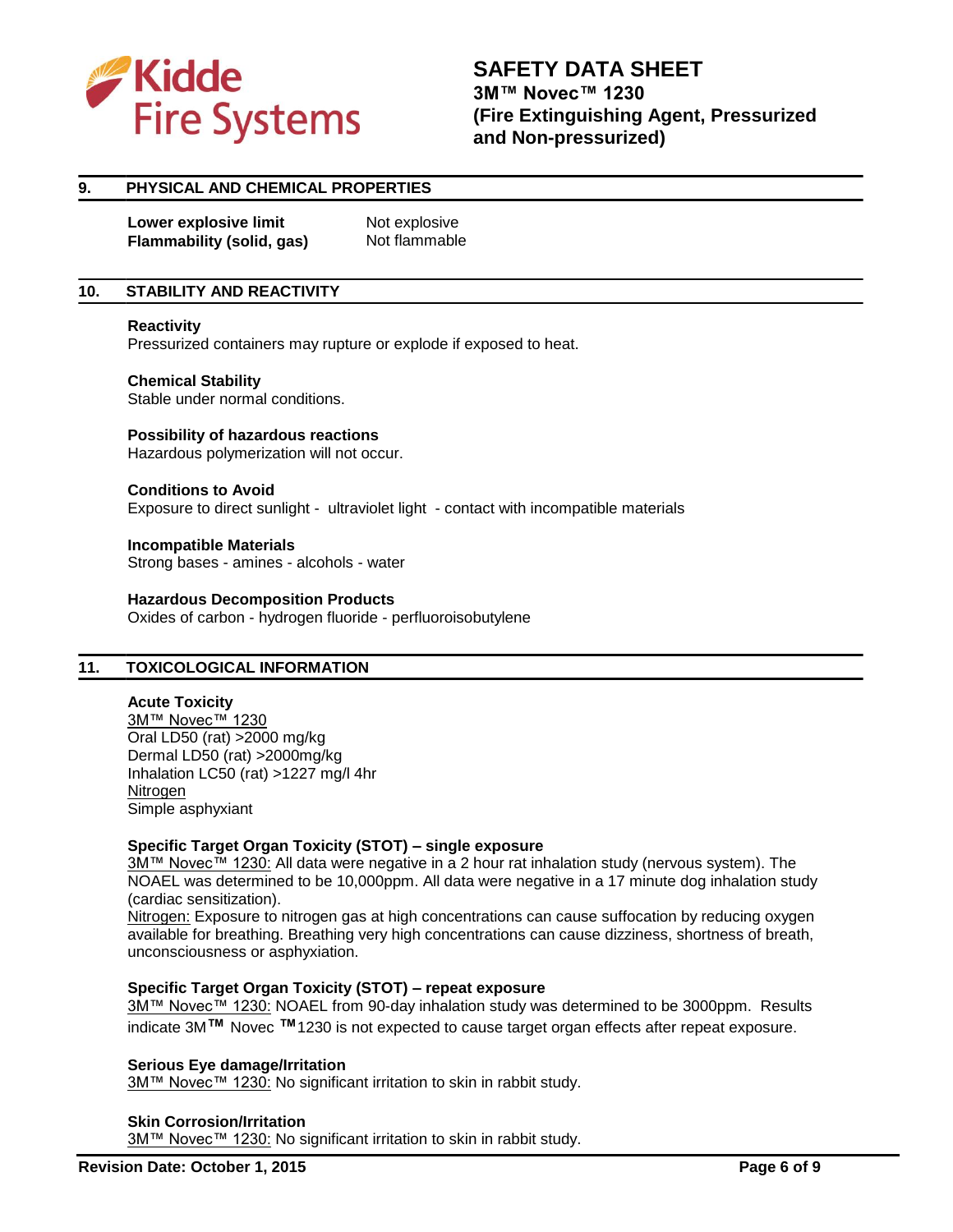## 9. PHYSICAL AND CHEMICAL PROPERTIES

| | |
|---|---|
| **Lower explosive limit** | Not explosive |
| **Flammability (solid, gas)** | Not flammable |

## 10. STABILITY AND REACTIVITY

**Reactivity**
Pressurized containers may rupture or explode if exposed to heat.

**Chemical Stability**
Stable under normal conditions.

**Possibility of hazardous reactions**
Hazardous polymerization will not occur.

**Conditions to Avoid**
Exposure to direct sunlight - ultraviolet light - contact with incompatible materials

**Incompatible Materials**
Strong bases - amines - alcohols - water

**Hazardous Decomposition Products**
Oxides of carbon - hydrogen fluoride - perfluoroisobutylene

## 11. TOXICOLOGICAL INFORMATION

**Acute Toxicity**
3M™ Novec™ 1230
Oral LD50 (rat) >2000 mg/kg
Dermal LD50 (rat) >2000mg/kg
Inhalation LC50 (rat) >1227 mg/l 4hr
Nitrogen
Simple asphyxiant

**Specific Target Organ Toxicity (STOT) – single exposure**
3M™ Novec™ 1230: All data were negative in a 2 hour rat inhalation study (nervous system). The NOAEL was determined to be 10,000ppm. All data were negative in a 17 minute dog inhalation study (cardiac sensitization).
Nitrogen: Exposure to nitrogen gas at high concentrations can cause suffocation by reducing oxygen available for breathing. Breathing very high concentrations can cause dizziness, shortness of breath, unconsciousness or asphyxiation.

**Specific Target Organ Toxicity (STOT) – repeat exposure**
3M™ Novec™ 1230: NOAEL from 90-day inhalation study was determined to be 3000ppm. Results indicate 3M™ Novec ™1230 is not expected to cause target organ effects after repeat exposure.

**Serious Eye damage/Irritation**
3M™ Novec™ 1230: No significant irritation to skin in rabbit study.

**Skin Corrosion/Irritation**
3M™ Novec™ 1230: No significant irritation to skin in rabbit study.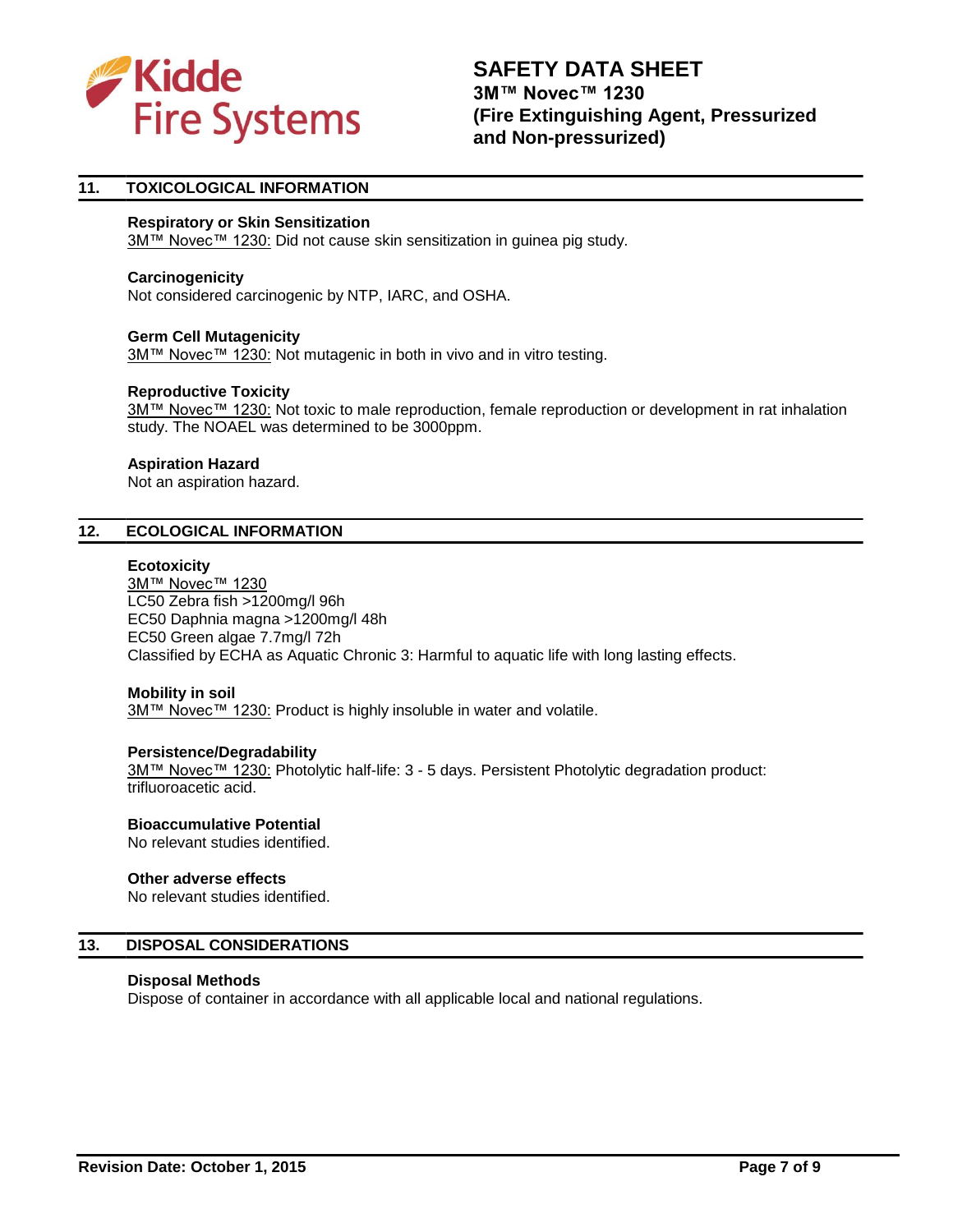## 11. TOXICOLOGICAL INFORMATION

**Respiratory or Skin Sensitization**

3M™ Novec™ 1230: Did not cause skin sensitization in guinea pig study.

**Carcinogenicity**

Not considered carcinogenic by NTP, IARC, and OSHA.

**Germ Cell Mutagenicity**

3M™ Novec™ 1230: Not mutagenic in both in vivo and in vitro testing.

**Reproductive Toxicity**

3M™ Novec™ 1230: Not toxic to male reproduction, female reproduction or development in rat inhalation study. The NOAEL was determined to be 3000ppm.

**Aspiration Hazard**

Not an aspiration hazard.

## 12. ECOLOGICAL INFORMATION

**Ecotoxicity**

3M™ Novec™ 1230
LC50 Zebra fish >1200mg/l 96h
EC50 Daphnia magna >1200mg/l 48h
EC50 Green algae 7.7mg/l 72h
Classified by ECHA as Aquatic Chronic 3: Harmful to aquatic life with long lasting effects.

**Mobility in soil**

3M™ Novec™ 1230: Product is highly insoluble in water and volatile.

**Persistence/Degradability**

3M™ Novec™ 1230: Photolytic half-life: 3 - 5 days. Persistent Photolytic degradation product: trifluoroacetic acid.

**Bioaccumulative Potential**

No relevant studies identified.

**Other adverse effects**

No relevant studies identified.

## 13. DISPOSAL CONSIDERATIONS

**Disposal Methods**

Dispose of container in accordance with all applicable local and national regulations.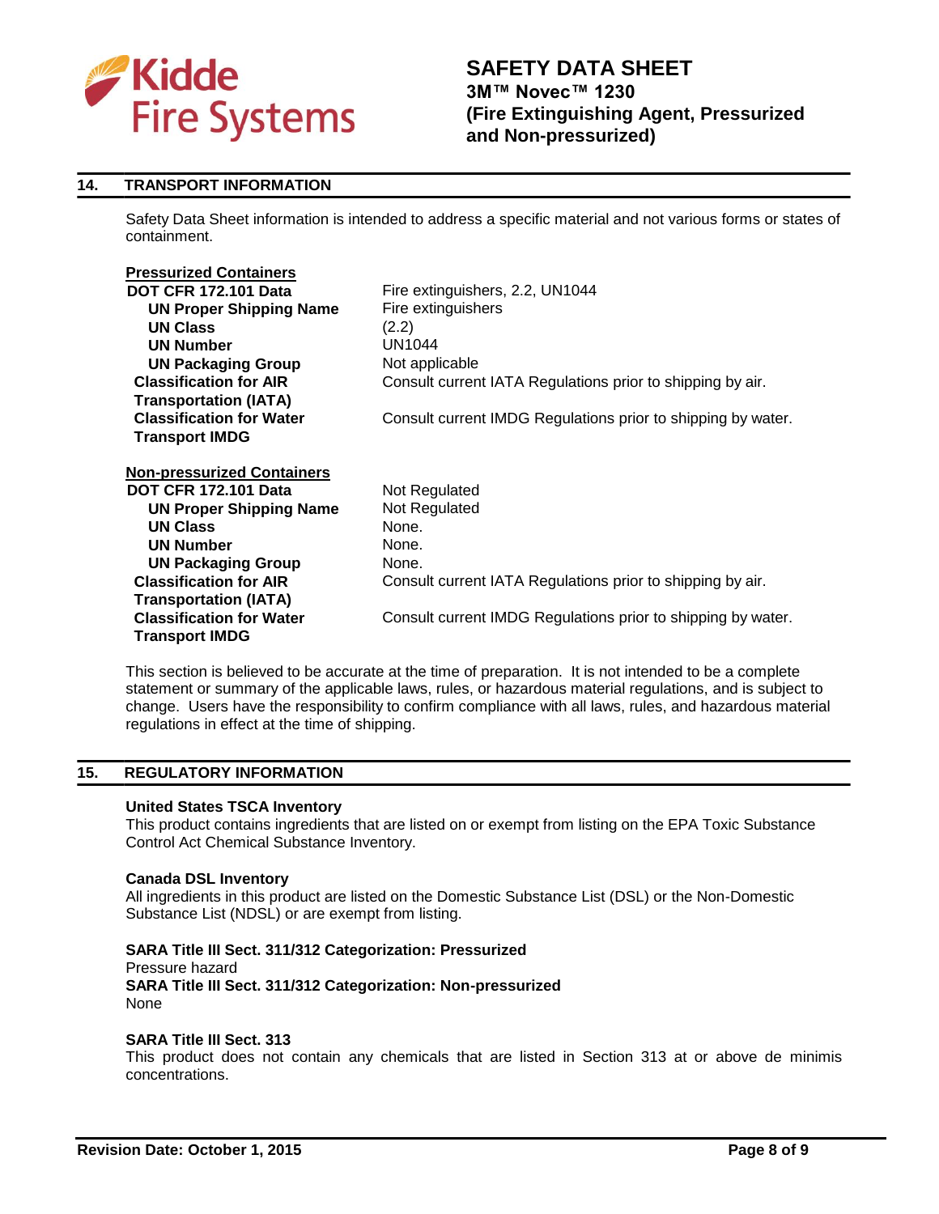## 14. TRANSPORT INFORMATION

Safety Data Sheet information is intended to address a specific material and not various forms or states of containment.

**Pressurized Containers**

| | |
|---|---|
| **DOT CFR 172.101 Data** | Fire extinguishers, 2.2, UN1044 |
| **UN Proper Shipping Name** | Fire extinguishers |
| **UN Class** | (2.2) |
| **UN Number** | UN1044 |
| **UN Packaging Group** | Not applicable |
| **Classification for AIR Transportation (IATA)** | Consult current IATA Regulations prior to shipping by air. |
| **Classification for Water Transport IMDG** | Consult current IMDG Regulations prior to shipping by water. |

**Non-pressurized Containers**

| | |
|---|---|
| **DOT CFR 172.101 Data** | Not Regulated |
| **UN Proper Shipping Name** | Not Regulated |
| **UN Class** | None. |
| **UN Number** | None. |
| **UN Packaging Group** | None. |
| **Classification for AIR Transportation (IATA)** | Consult current IATA Regulations prior to shipping by air. |
| **Classification for Water Transport IMDG** | Consult current IMDG Regulations prior to shipping by water. |

This section is believed to be accurate at the time of preparation. It is not intended to be a complete statement or summary of the applicable laws, rules, or hazardous material regulations, and is subject to change. Users have the responsibility to confirm compliance with all laws, rules, and hazardous material regulations in effect at the time of shipping.

## 15. REGULATORY INFORMATION

**United States TSCA Inventory**
This product contains ingredients that are listed on or exempt from listing on the EPA Toxic Substance Control Act Chemical Substance Inventory.

**Canada DSL Inventory**
All ingredients in this product are listed on the Domestic Substance List (DSL) or the Non-Domestic Substance List (NDSL) or are exempt from listing.

**SARA Title III Sect. 311/312 Categorization: Pressurized**
Pressure hazard
**SARA Title III Sect. 311/312 Categorization: Non-pressurized**
None

**SARA Title III Sect. 313**
This product does not contain any chemicals that are listed in Section 313 at or above de minimis concentrations.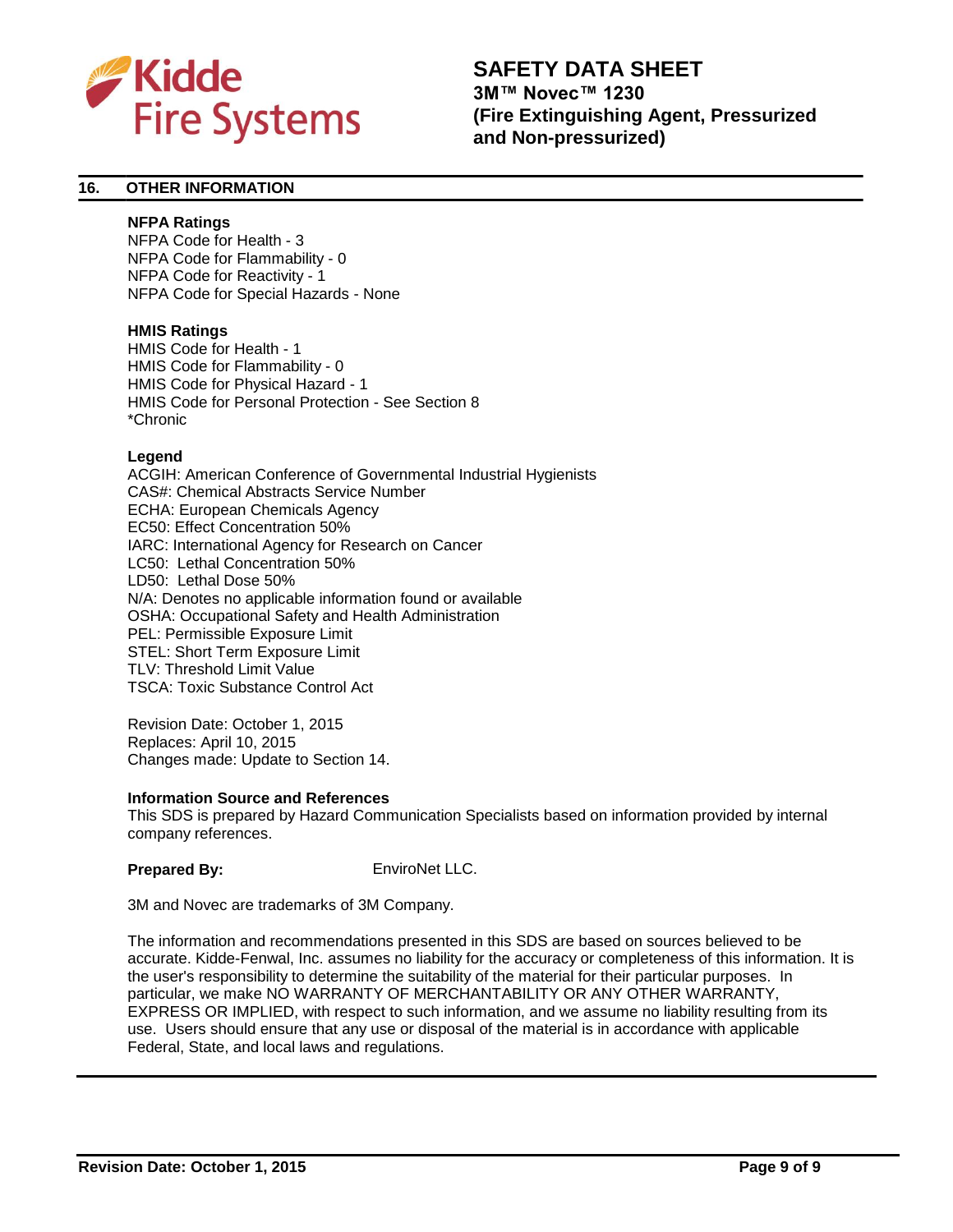## 16. OTHER INFORMATION

**NFPA Ratings**
NFPA Code for Health - 3
NFPA Code for Flammability - 0
NFPA Code for Reactivity - 1
NFPA Code for Special Hazards - None

**HMIS Ratings**
HMIS Code for Health - 1
HMIS Code for Flammability - 0
HMIS Code for Physical Hazard - 1
HMIS Code for Personal Protection - See Section 8
*Chronic

**Legend**
ACGIH: American Conference of Governmental Industrial Hygienists
CAS#: Chemical Abstracts Service Number
ECHA: European Chemicals Agency
EC50: Effect Concentration 50%
IARC: International Agency for Research on Cancer
LC50: Lethal Concentration 50%
LD50: Lethal Dose 50%
N/A: Denotes no applicable information found or available
OSHA: Occupational Safety and Health Administration
PEL: Permissible Exposure Limit
STEL: Short Term Exposure Limit
TLV: Threshold Limit Value
TSCA: Toxic Substance Control Act

Revision Date: October 1, 2015
Replaces: April 10, 2015
Changes made: Update to Section 14.

**Information Source and References**
This SDS is prepared by Hazard Communication Specialists based on information provided by internal company references.

**Prepared By:** EnviroNet LLC.

3M and Novec are trademarks of 3M Company.

The information and recommendations presented in this SDS are based on sources believed to be accurate. Kidde-Fenwal, Inc. assumes no liability for the accuracy or completeness of this information. It is the user's responsibility to determine the suitability of the material for their particular purposes. In particular, we make NO WARRANTY OF MERCHANTABILITY OR ANY OTHER WARRANTY, EXPRESS OR IMPLIED, with respect to such information, and we assume no liability resulting from its use. Users should ensure that any use or disposal of the material is in accordance with applicable Federal, State, and local laws and regulations.